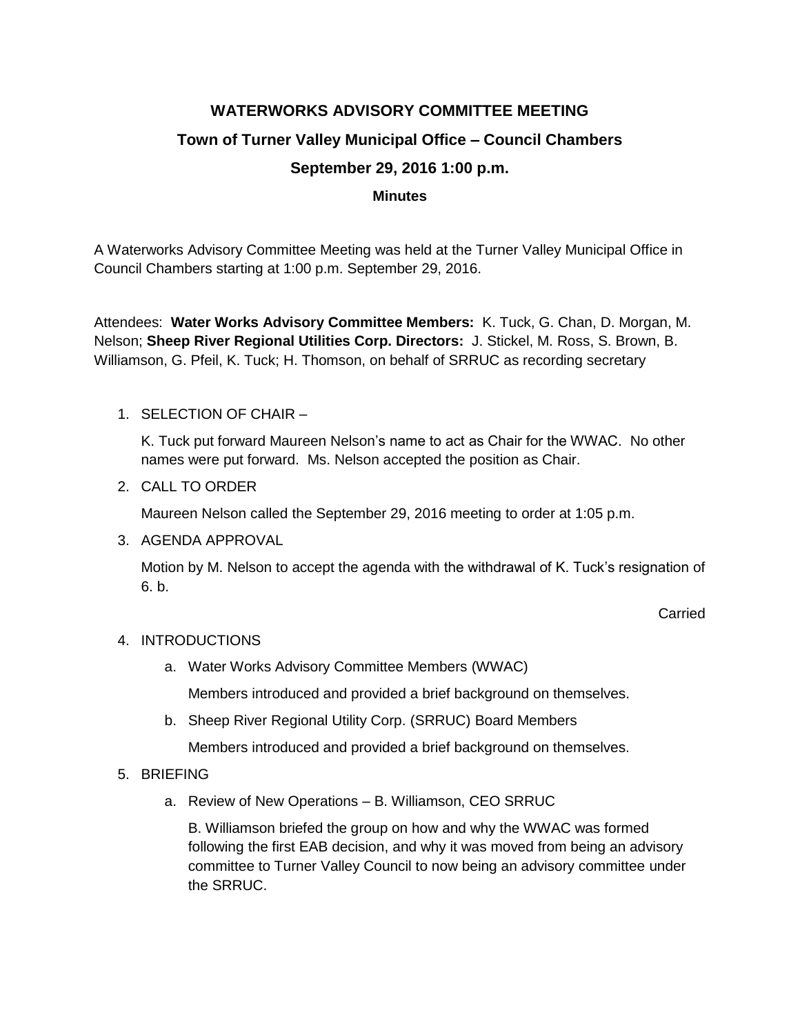# WATERWORKS ADVISORY COMMITTEE MEETING

## Town of Turner Valley Municipal Office – Council Chambers

## September 29, 2016 1:00 p.m.

### Minutes

A Waterworks Advisory Committee Meeting was held at the Turner Valley Municipal Office in Council Chambers starting at 1:00 p.m. September 29, 2016.

Attendees: **Water Works Advisory Committee Members:** K. Tuck, G. Chan, D. Morgan, M. Nelson; **Sheep River Regional Utilities Corp. Directors:** J. Stickel, M. Ross, S. Brown, B. Williamson, G. Pfeil, K. Tuck; H. Thomson, on behalf of SRRUC as recording secretary

1. SELECTION OF CHAIR –

   K. Tuck put forward Maureen Nelson's name to act as Chair for the WWAC. No other names were put forward. Ms. Nelson accepted the position as Chair.

2. CALL TO ORDER

   Maureen Nelson called the September 29, 2016 meeting to order at 1:05 p.m.

3. AGENDA APPROVAL

   Motion by M. Nelson to accept the agenda with the withdrawal of K. Tuck's resignation of 6. b.

   Carried

4. INTRODUCTIONS

   a. Water Works Advisory Committee Members (WWAC)

      Members introduced and provided a brief background on themselves.

   b. Sheep River Regional Utility Corp. (SRRUC) Board Members

      Members introduced and provided a brief background on themselves.

5. BRIEFING

   a. Review of New Operations – B. Williamson, CEO SRRUC

      B. Williamson briefed the group on how and why the WWAC was formed following the first EAB decision, and why it was moved from being an advisory committee to Turner Valley Council to now being an advisory committee under the SRRUC.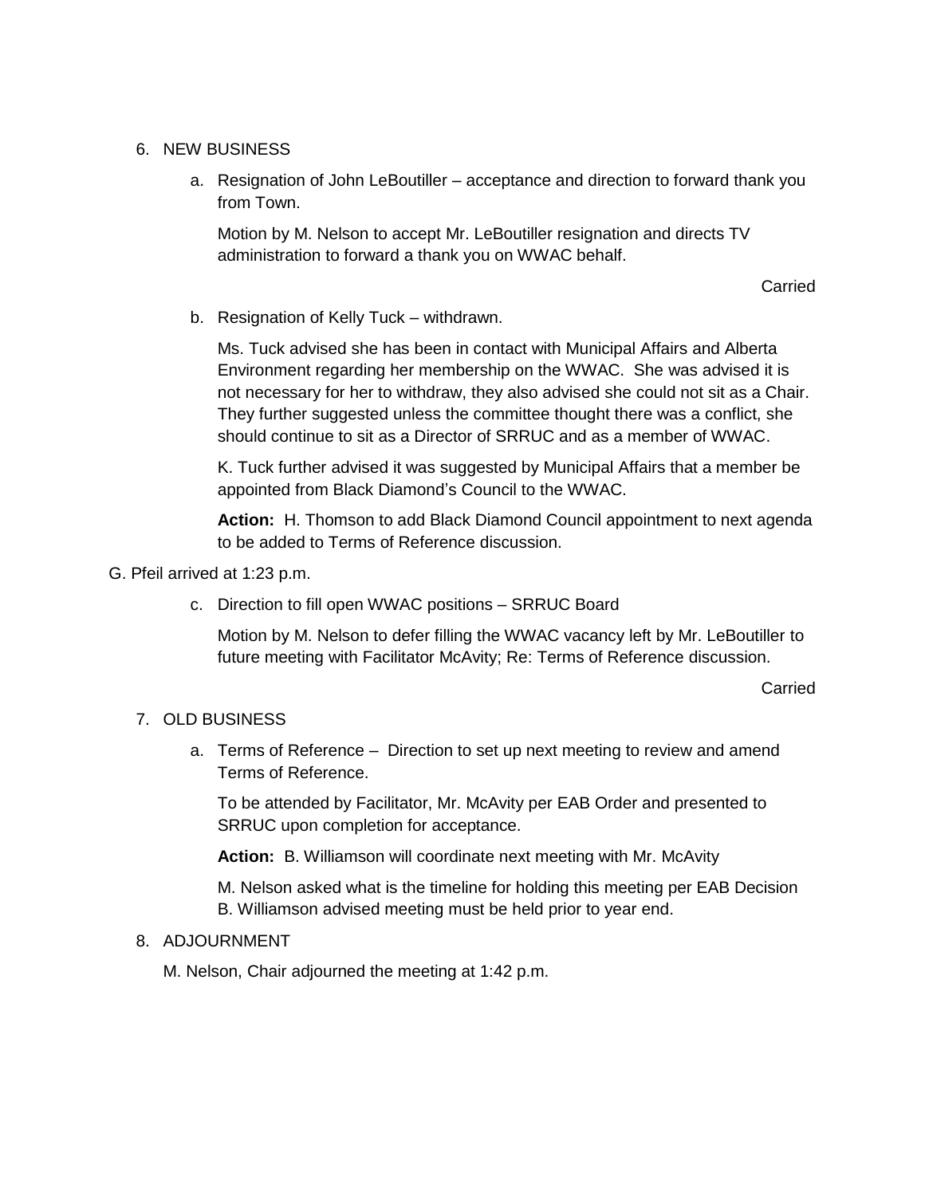6. NEW BUSINESS

   a. Resignation of John LeBoutiller – acceptance and direction to forward thank you from Town.

      Motion by M. Nelson to accept Mr. LeBoutiller resignation and directs TV administration to forward a thank you on WWAC behalf.

      Carried

   b. Resignation of Kelly Tuck – withdrawn.

      Ms. Tuck advised she has been in contact with Municipal Affairs and Alberta Environment regarding her membership on the WWAC. She was advised it is not necessary for her to withdraw, they also advised she could not sit as a Chair. They further suggested unless the committee thought there was a conflict, she should continue to sit as a Director of SRRUC and as a member of WWAC.

      K. Tuck further advised it was suggested by Municipal Affairs that a member be appointed from Black Diamond's Council to the WWAC.

      **Action:** H. Thomson to add Black Diamond Council appointment to next agenda to be added to Terms of Reference discussion.

G. Pfeil arrived at 1:23 p.m.

   c. Direction to fill open WWAC positions – SRRUC Board

      Motion by M. Nelson to defer filling the WWAC vacancy left by Mr. LeBoutiller to future meeting with Facilitator McAvity; Re: Terms of Reference discussion.

      Carried

7. OLD BUSINESS

   a. Terms of Reference – Direction to set up next meeting to review and amend Terms of Reference.

      To be attended by Facilitator, Mr. McAvity per EAB Order and presented to SRRUC upon completion for acceptance.

      **Action:** B. Williamson will coordinate next meeting with Mr. McAvity

      M. Nelson asked what is the timeline for holding this meeting per EAB Decision B. Williamson advised meeting must be held prior to year end.

8. ADJOURNMENT

   M. Nelson, Chair adjourned the meeting at 1:42 p.m.